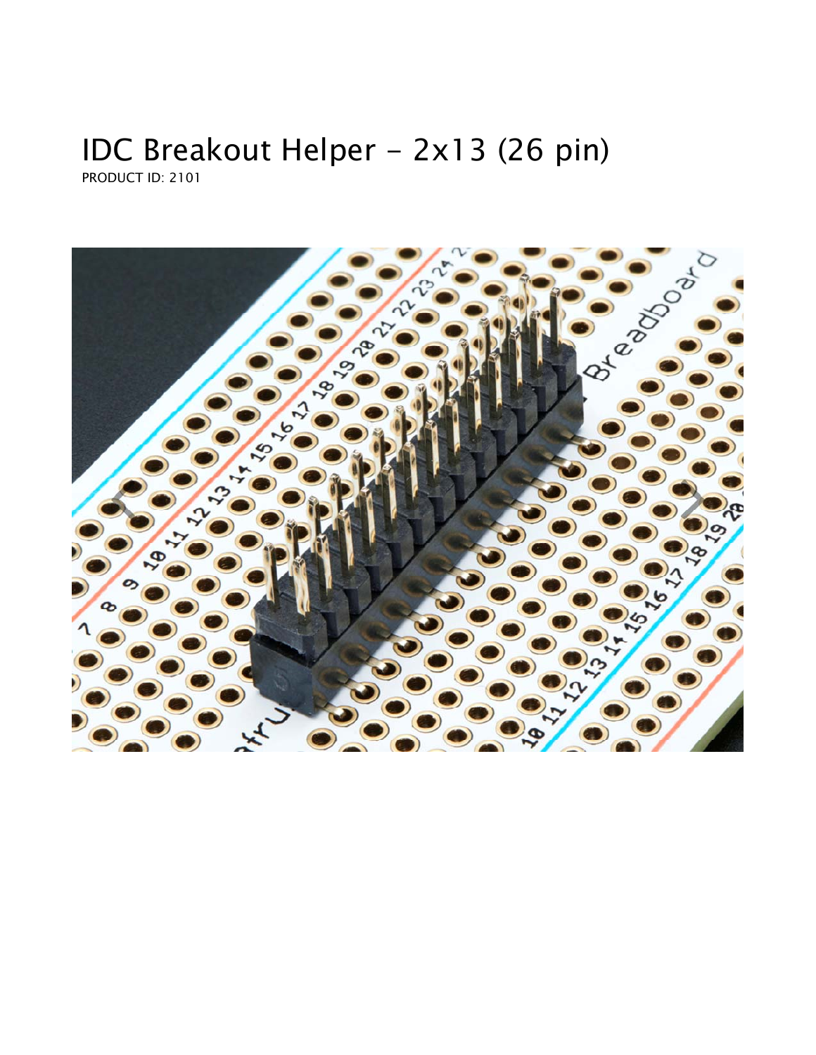# IDC Breakout Helper - 2x13 (26 pin)

PRODUCT ID: 2101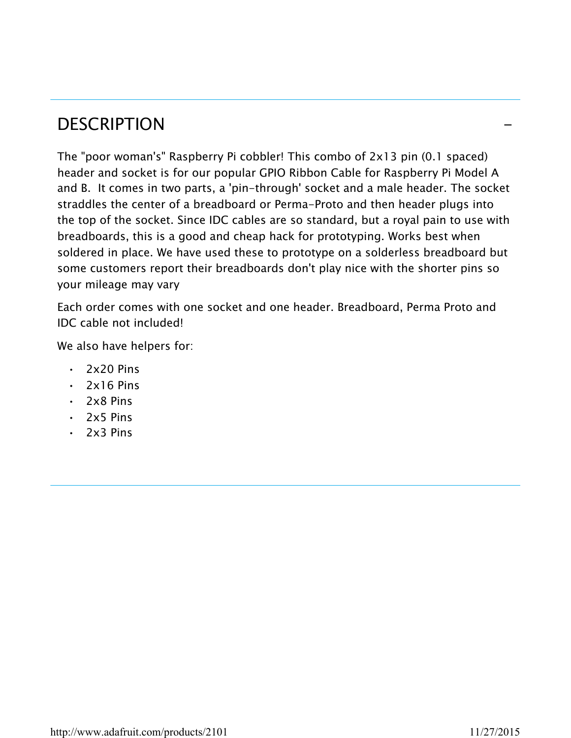## DESCRIPTION

The "poor woman's" Raspberry Pi cobbler! This combo of 2x13 pin (0.1 spaced) header and socket is for our popular GPIO Ribbon Cable for Raspberry Pi Model A and B. It comes in two parts, a 'pin-through' socket and a male header. The socket straddles the center of a breadboard or Perma-Proto and then header plugs into the top of the socket. Since IDC cables are so standard, but a royal pain to use with breadboards, this is a good and cheap hack for prototyping. Works best when soldered in place. We have used these to prototype on a solderless breadboard but some customers report their breadboards don't play nice with the shorter pins so your mileage may vary

Each order comes with one socket and one header. Breadboard, Perma Proto and IDC cable not included!

We also have helpers for:

- 2x20 Pins
- 2x16 Pins
- 2x8 Pins
- 2x5 Pins
- 2x3 Pins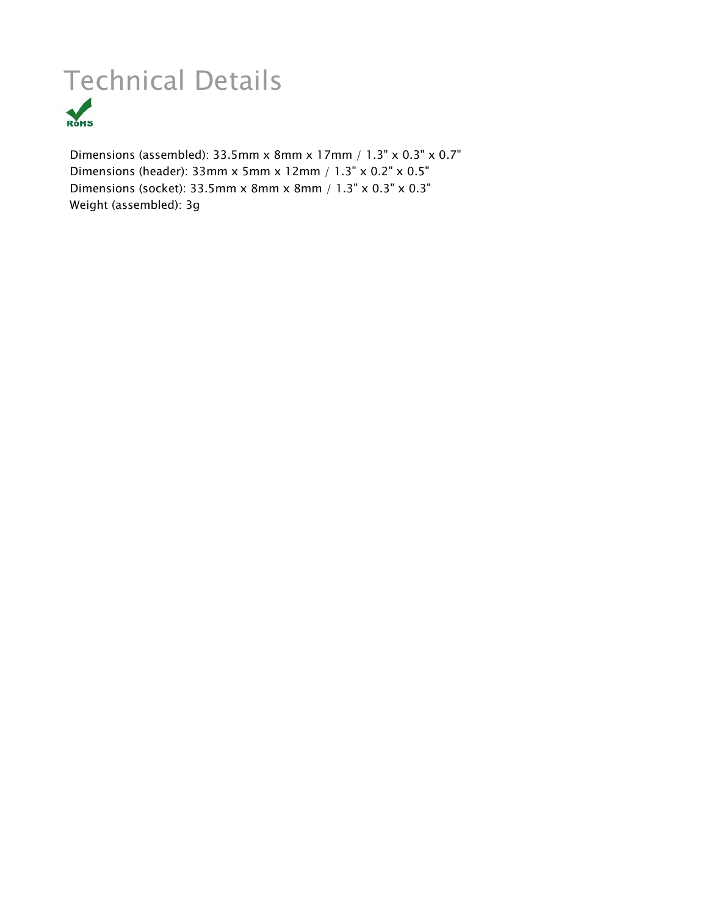# Technical Details

RoHS

Dimensions (assembled): 33.5mm x 8mm x 17mm / 1.3" x 0.3" x 0.7"
Dimensions (header): 33mm x 5mm x 12mm / 1.3" x 0.2" x 0.5"
Dimensions (socket): 33.5mm x 8mm x 8mm / 1.3" x 0.3" x 0.3"
Weight (assembled): 3g